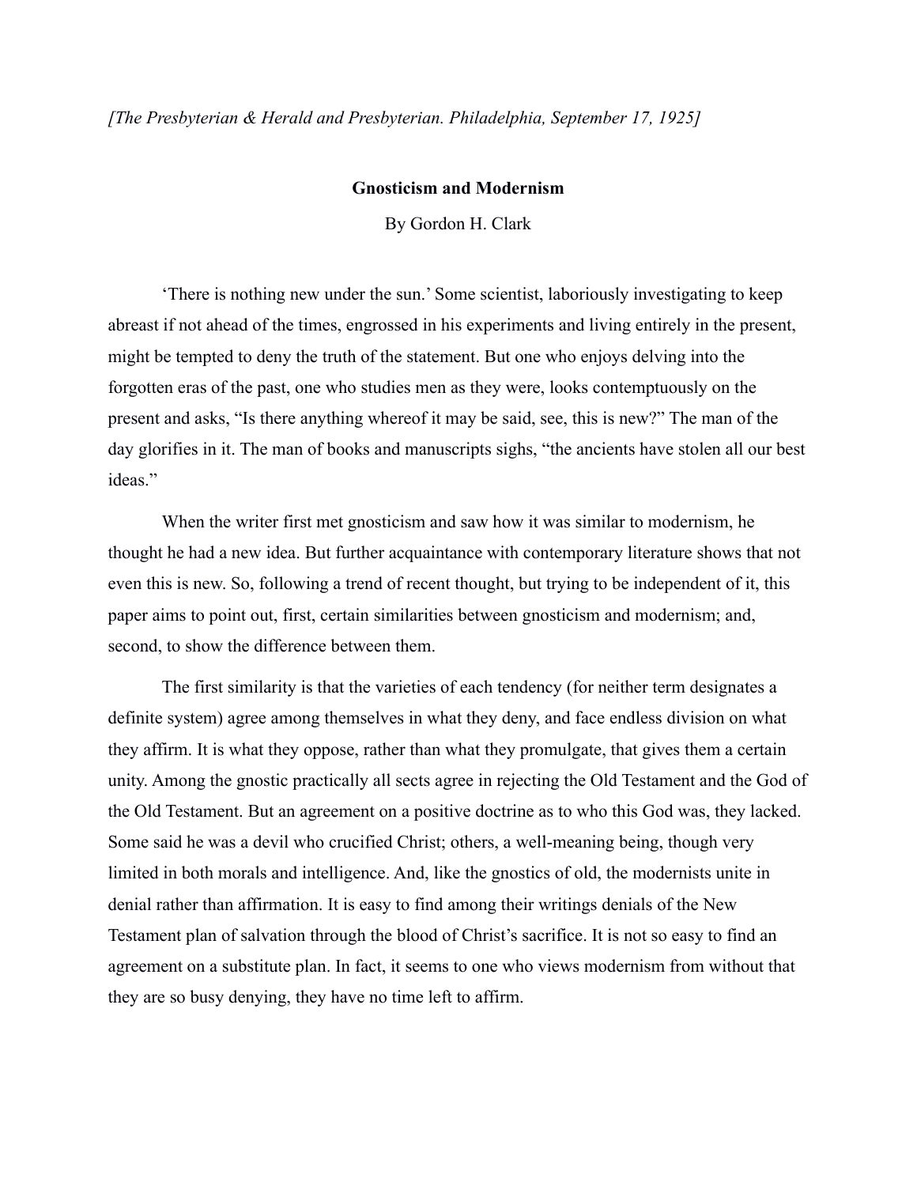*[The Presbyterian & Herald and Presbyterian. Philadelphia, September 17, 1925]*

# Gnosticism and Modernism

By Gordon H. Clark

'There is nothing new under the sun.' Some scientist, laboriously investigating to keep abreast if not ahead of the times, engrossed in his experiments and living entirely in the present, might be tempted to deny the truth of the statement. But one who enjoys delving into the forgotten eras of the past, one who studies men as they were, looks contemptuously on the present and asks, "Is there anything whereof it may be said, see, this is new?" The man of the day glorifies in it. The man of books and manuscripts sighs, "the ancients have stolen all our best ideas."

When the writer first met gnosticism and saw how it was similar to modernism, he thought he had a new idea. But further acquaintance with contemporary literature shows that not even this is new. So, following a trend of recent thought, but trying to be independent of it, this paper aims to point out, first, certain similarities between gnosticism and modernism; and, second, to show the difference between them.

The first similarity is that the varieties of each tendency (for neither term designates a definite system) agree among themselves in what they deny, and face endless division on what they affirm. It is what they oppose, rather than what they promulgate, that gives them a certain unity. Among the gnostic practically all sects agree in rejecting the Old Testament and the God of the Old Testament. But an agreement on a positive doctrine as to who this God was, they lacked. Some said he was a devil who crucified Christ; others, a well-meaning being, though very limited in both morals and intelligence. And, like the gnostics of old, the modernists unite in denial rather than affirmation. It is easy to find among their writings denials of the New Testament plan of salvation through the blood of Christ's sacrifice. It is not so easy to find an agreement on a substitute plan. In fact, it seems to one who views modernism from without that they are so busy denying, they have no time left to affirm.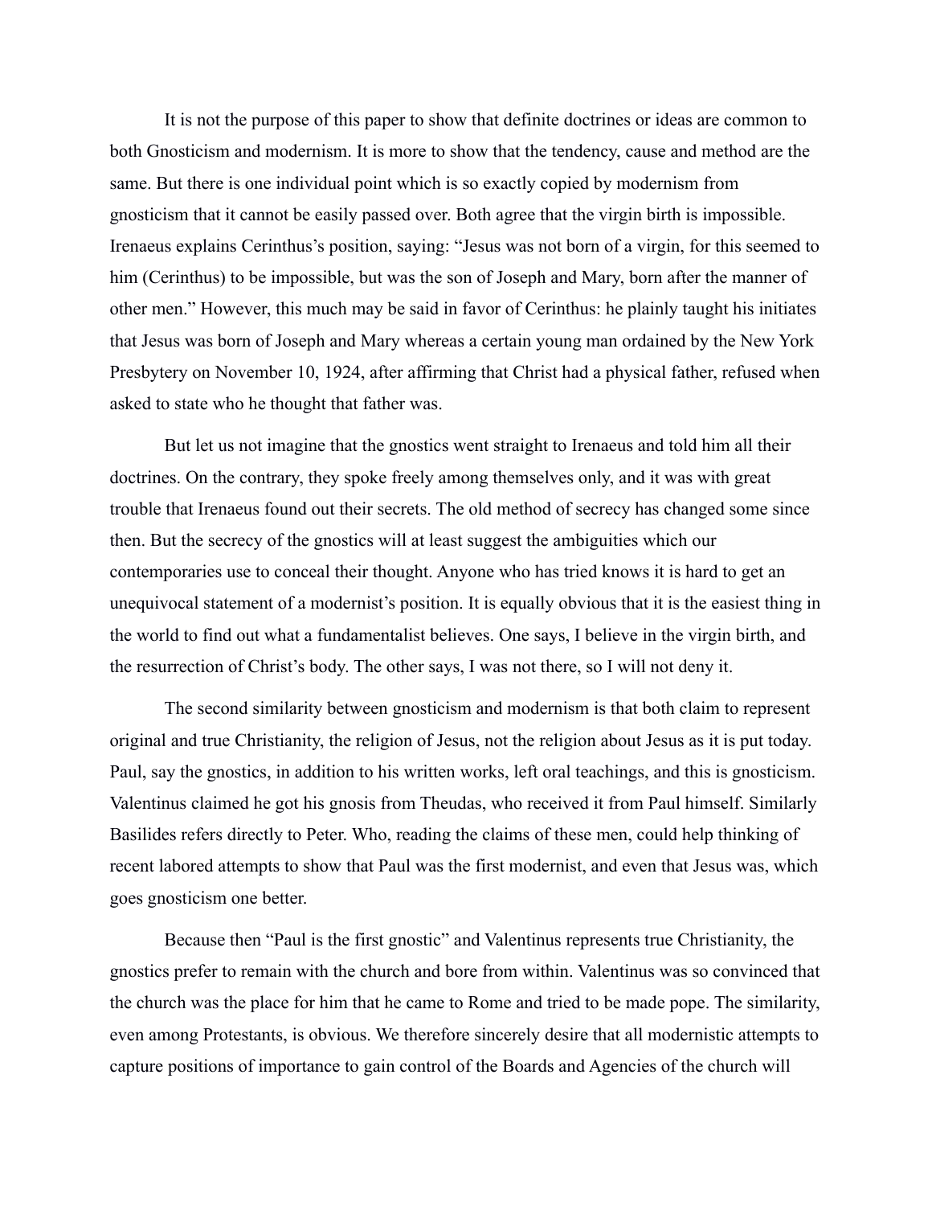It is not the purpose of this paper to show that definite doctrines or ideas are common to both Gnosticism and modernism. It is more to show that the tendency, cause and method are the same. But there is one individual point which is so exactly copied by modernism from gnosticism that it cannot be easily passed over. Both agree that the virgin birth is impossible. Irenaeus explains Cerinthus's position, saying: "Jesus was not born of a virgin, for this seemed to him (Cerinthus) to be impossible, but was the son of Joseph and Mary, born after the manner of other men." However, this much may be said in favor of Cerinthus: he plainly taught his initiates that Jesus was born of Joseph and Mary whereas a certain young man ordained by the New York Presbytery on November 10, 1924, after affirming that Christ had a physical father, refused when asked to state who he thought that father was.

But let us not imagine that the gnostics went straight to Irenaeus and told him all their doctrines. On the contrary, they spoke freely among themselves only, and it was with great trouble that Irenaeus found out their secrets. The old method of secrecy has changed some since then. But the secrecy of the gnostics will at least suggest the ambiguities which our contemporaries use to conceal their thought. Anyone who has tried knows it is hard to get an unequivocal statement of a modernist's position. It is equally obvious that it is the easiest thing in the world to find out what a fundamentalist believes. One says, I believe in the virgin birth, and the resurrection of Christ's body. The other says, I was not there, so I will not deny it.

The second similarity between gnosticism and modernism is that both claim to represent original and true Christianity, the religion of Jesus, not the religion about Jesus as it is put today. Paul, say the gnostics, in addition to his written works, left oral teachings, and this is gnosticism. Valentinus claimed he got his gnosis from Theudas, who received it from Paul himself. Similarly Basilides refers directly to Peter. Who, reading the claims of these men, could help thinking of recent labored attempts to show that Paul was the first modernist, and even that Jesus was, which goes gnosticism one better.

Because then "Paul is the first gnostic" and Valentinus represents true Christianity, the gnostics prefer to remain with the church and bore from within. Valentinus was so convinced that the church was the place for him that he came to Rome and tried to be made pope. The similarity, even among Protestants, is obvious. We therefore sincerely desire that all modernistic attempts to capture positions of importance to gain control of the Boards and Agencies of the church will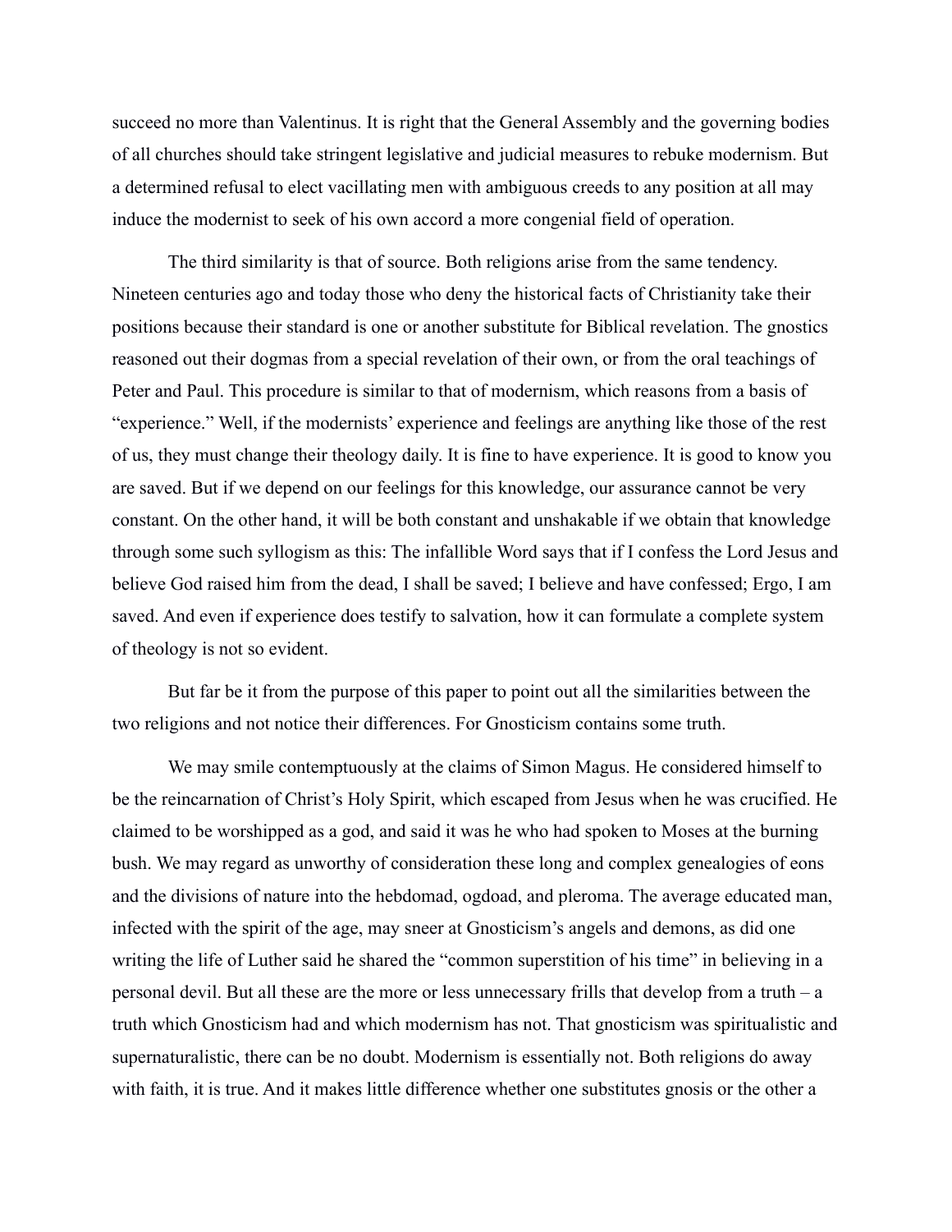succeed no more than Valentinus. It is right that the General Assembly and the governing bodies of all churches should take stringent legislative and judicial measures to rebuke modernism. But a determined refusal to elect vacillating men with ambiguous creeds to any position at all may induce the modernist to seek of his own accord a more congenial field of operation.

The third similarity is that of source. Both religions arise from the same tendency. Nineteen centuries ago and today those who deny the historical facts of Christianity take their positions because their standard is one or another substitute for Biblical revelation. The gnostics reasoned out their dogmas from a special revelation of their own, or from the oral teachings of Peter and Paul. This procedure is similar to that of modernism, which reasons from a basis of "experience." Well, if the modernists' experience and feelings are anything like those of the rest of us, they must change their theology daily. It is fine to have experience. It is good to know you are saved. But if we depend on our feelings for this knowledge, our assurance cannot be very constant. On the other hand, it will be both constant and unshakable if we obtain that knowledge through some such syllogism as this: The infallible Word says that if I confess the Lord Jesus and believe God raised him from the dead, I shall be saved; I believe and have confessed; Ergo, I am saved. And even if experience does testify to salvation, how it can formulate a complete system of theology is not so evident.

But far be it from the purpose of this paper to point out all the similarities between the two religions and not notice their differences. For Gnosticism contains some truth.

We may smile contemptuously at the claims of Simon Magus. He considered himself to be the reincarnation of Christ's Holy Spirit, which escaped from Jesus when he was crucified. He claimed to be worshipped as a god, and said it was he who had spoken to Moses at the burning bush. We may regard as unworthy of consideration these long and complex genealogies of eons and the divisions of nature into the hebdomad, ogdoad, and pleroma. The average educated man, infected with the spirit of the age, may sneer at Gnosticism's angels and demons, as did one writing the life of Luther said he shared the "common superstition of his time" in believing in a personal devil. But all these are the more or less unnecessary frills that develop from a truth – a truth which Gnosticism had and which modernism has not. That gnosticism was spiritualistic and supernaturalistic, there can be no doubt. Modernism is essentially not. Both religions do away with faith, it is true. And it makes little difference whether one substitutes gnosis or the other a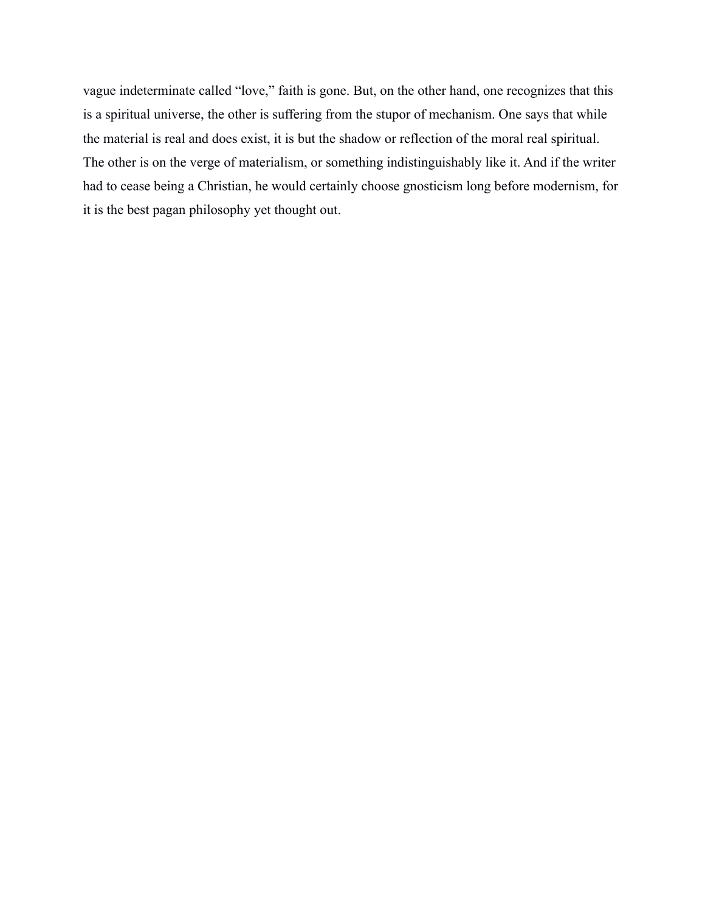vague indeterminate called "love," faith is gone. But, on the other hand, one recognizes that this is a spiritual universe, the other is suffering from the stupor of mechanism. One says that while the material is real and does exist, it is but the shadow or reflection of the moral real spiritual. The other is on the verge of materialism, or something indistinguishably like it. And if the writer had to cease being a Christian, he would certainly choose gnosticism long before modernism, for it is the best pagan philosophy yet thought out.